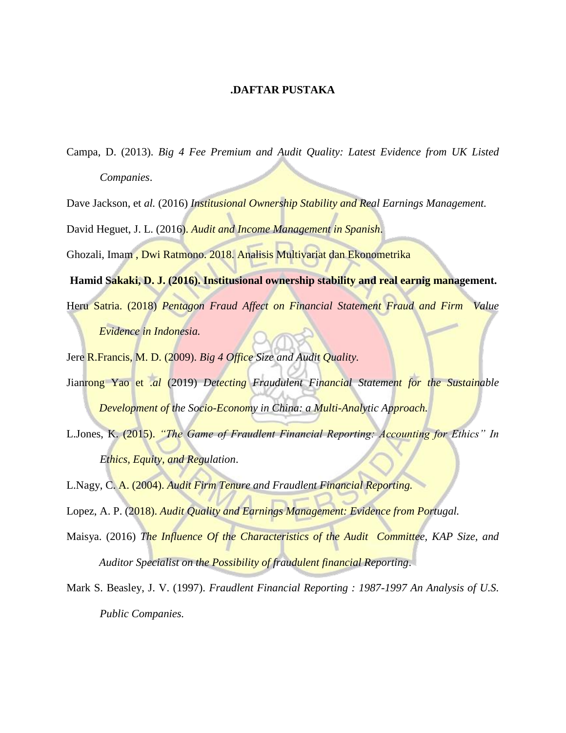# .DAFTAR PUSTAKA

Campa, D. (2013). *Big 4 Fee Premium and Audit Quality: Latest Evidence from UK Listed Companies*.

Dave Jackson, et *al.* (2016) *Institusional Ownership Stability and Real Earnings Management.*

David Heguet, J. L. (2016). *Audit and Income Management in Spanish*.

Ghozali, Imam , Dwi Ratmono. 2018. Analisis Multivariat dan Ekonometrika

**Hamid Sakaki, D. J. (2016). Institusional ownership stability and real earnig management.**

Heru Satria. (2018) *Pentagon Fraud Affect on Financial Statement Fraud and Firm Value Evidence in Indonesia.*

Jere R.Francis, M. D. (2009). *Big 4 Office Size and Audit Quality.*

Jianrong Yao et *.al* (2019) *Detecting Fraudulent Financial Statement for the Sustainable Development of the Socio-Economy in China: a Multi-Analytic Approach.*

L.Jones, K. (2015). *"The Game of Fraudlent Financial Reporting: Accounting for Ethics" In Ethics, Equity, and Regulation*.

L.Nagy, C. A. (2004). *Audit Firm Tenure and Fraudlent Financial Reporting.*

Lopez, A. P. (2018). *Audit Quality and Earnings Management: Evidence from Portugal.*

Maisya. (2016) *The Influence Of the Characteristics of the Audit Committee, KAP Size, and Auditor Specialist on the Possibility of fraudulent financial Reporting*.

Mark S. Beasley, J. V. (1997). *Fraudlent Financial Reporting : 1987-1997 An Analysis of U.S. Public Companies.*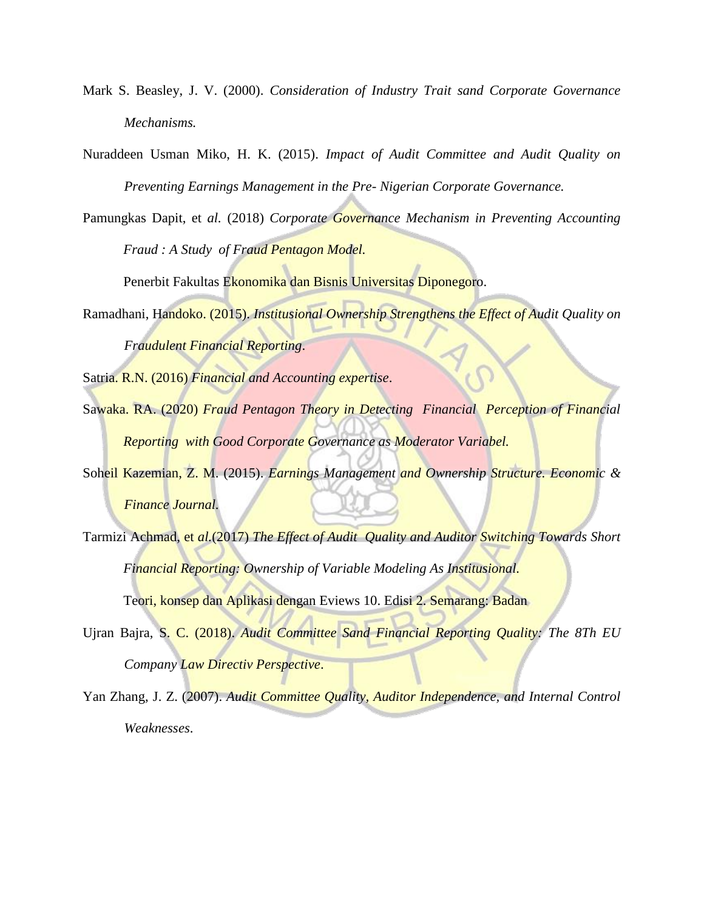Mark S. Beasley, J. V. (2000). *Consideration of Industry Trait sand Corporate Governance Mechanisms.*

Nuraddeen Usman Miko, H. K. (2015). *Impact of Audit Committee and Audit Quality on Preventing Earnings Management in the Pre- Nigerian Corporate Governance.*

Pamungkas Dapit, et *al.* (2018) *Corporate Governance Mechanism in Preventing Accounting Fraud : A Study of Fraud Pentagon Model.*

Penerbit Fakultas Ekonomika dan Bisnis Universitas Diponegoro.

Ramadhani, Handoko. (2015). *Institusional Ownership Strengthens the Effect of Audit Quality on Fraudulent Financial Reporting*.

Satria. R.N. (2016) *Financial and Accounting expertise*.

Sawaka. RA. (2020) *Fraud Pentagon Theory in Detecting Financial Perception of Financial Reporting with Good Corporate Governance as Moderator Variabel.*

Soheil Kazemian, Z. M. (2015). *Earnings Management and Ownership Structure. Economic & Finance Journal.*

Tarmizi Achmad, et *al.*(2017) *The Effect of Audit Quality and Auditor Switching Towards Short Financial Reporting: Ownership of Variable Modeling As Institusional*.

Teori, konsep dan Aplikasi dengan Eviews 10. Edisi 2. Semarang: Badan

Ujran Bajra, S. C. (2018). *Audit Committee Sand Financial Reporting Quality: The 8Th EU Company Law Directiv Perspective*.

Yan Zhang, J. Z. (2007). *Audit Committee Quality, Auditor Independence, and Internal Control Weaknesses*.